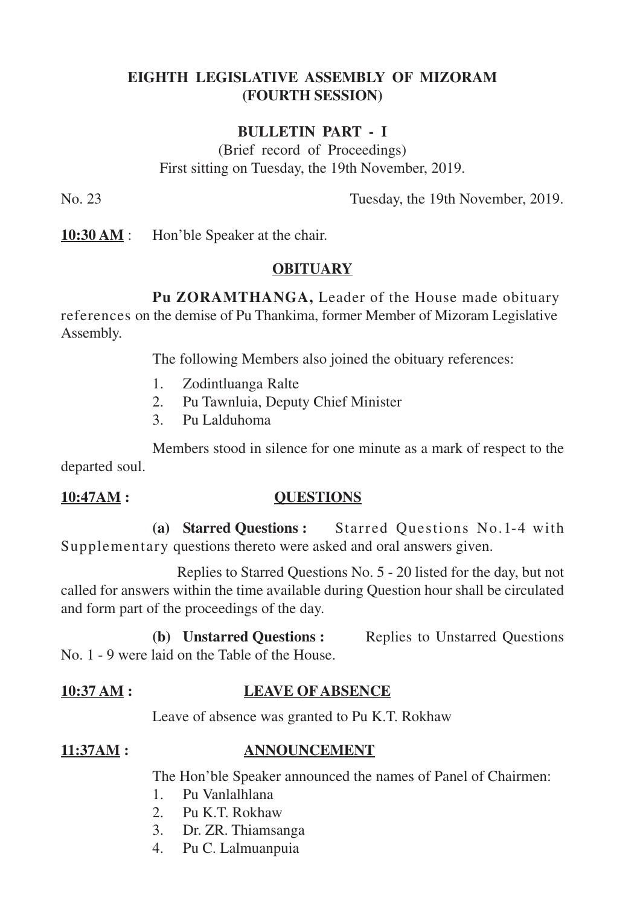# EIGHTH LEGISLATIVE ASSEMBLY OF MIZORAM
## (FOURTH SESSION)

### BULLETIN PART - I

(Brief record of Proceedings)
First sitting on Tuesday, the 19th November, 2019.

No. 23 Tuesday, the 19th November, 2019.

**10:30 AM** : Hon'ble Speaker at the chair.

**OBITUARY**

**Pu ZORAMTHANGA,** Leader of the House made obituary references on the demise of Pu Thankima, former Member of Mizoram Legislative Assembly.

The following Members also joined the obituary references:

1. Zodintluanga Ralte
2. Pu Tawnluia, Deputy Chief Minister
3. Pu Lalduhoma

Members stood in silence for one minute as a mark of respect to the departed soul.

**10:47AM : QUESTIONS**

**(a) Starred Questions :** Starred Questions No.1-4 with Supplementary questions thereto were asked and oral answers given.

Replies to Starred Questions No. 5 - 20 listed for the day, but not called for answers within the time available during Question hour shall be circulated and form part of the proceedings of the day.

**(b) Unstarred Questions :** Replies to Unstarred Questions No. 1 - 9 were laid on the Table of the House.

**10:37 AM : LEAVE OF ABSENCE**

Leave of absence was granted to Pu K.T. Rokhaw

**11:37AM : ANNOUNCEMENT**

The Hon'ble Speaker announced the names of Panel of Chairmen:

1. Pu Vanlalhlana
2. Pu K.T. Rokhaw
3. Dr. ZR. Thiamsanga
4. Pu C. Lalmuanpuia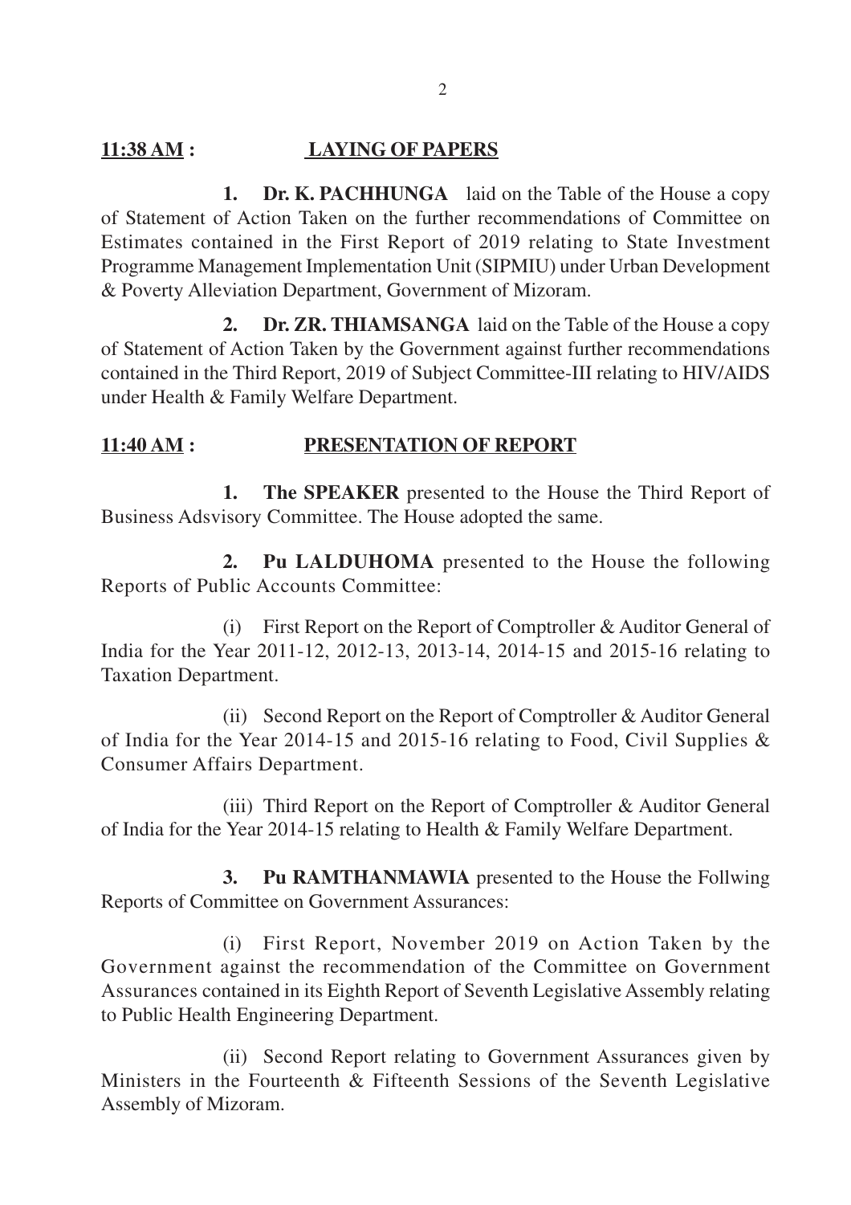**11:38 AM : LAYING OF PAPERS**

**1. Dr. K. PACHHUNGA** laid on the Table of the House a copy of Statement of Action Taken on the further recommendations of Committee on Estimates contained in the First Report of 2019 relating to State Investment Programme Management Implementation Unit (SIPMIU) under Urban Development & Poverty Alleviation Department, Government of Mizoram.

**2. Dr. ZR. THIAMSANGA** laid on the Table of the House a copy of Statement of Action Taken by the Government against further recommendations contained in the Third Report, 2019 of Subject Committee-III relating to HIV/AIDS under Health & Family Welfare Department.

**11:40 AM : PRESENTATION OF REPORT**

**1. The SPEAKER** presented to the House the Third Report of Business Adsvisory Committee. The House adopted the same.

**2. Pu LALDUHOMA** presented to the House the following Reports of Public Accounts Committee:

(i) First Report on the Report of Comptroller & Auditor General of India for the Year 2011-12, 2012-13, 2013-14, 2014-15 and 2015-16 relating to Taxation Department.

(ii) Second Report on the Report of Comptroller & Auditor General of India for the Year 2014-15 and 2015-16 relating to Food, Civil Supplies & Consumer Affairs Department.

(iii) Third Report on the Report of Comptroller & Auditor General of India for the Year 2014-15 relating to Health & Family Welfare Department.

**3. Pu RAMTHANMAWIA** presented to the House the Follwing Reports of Committee on Government Assurances:

(i) First Report, November 2019 on Action Taken by the Government against the recommendation of the Committee on Government Assurances contained in its Eighth Report of Seventh Legislative Assembly relating to Public Health Engineering Department.

(ii) Second Report relating to Government Assurances given by Ministers in the Fourteenth & Fifteenth Sessions of the Seventh Legislative Assembly of Mizoram.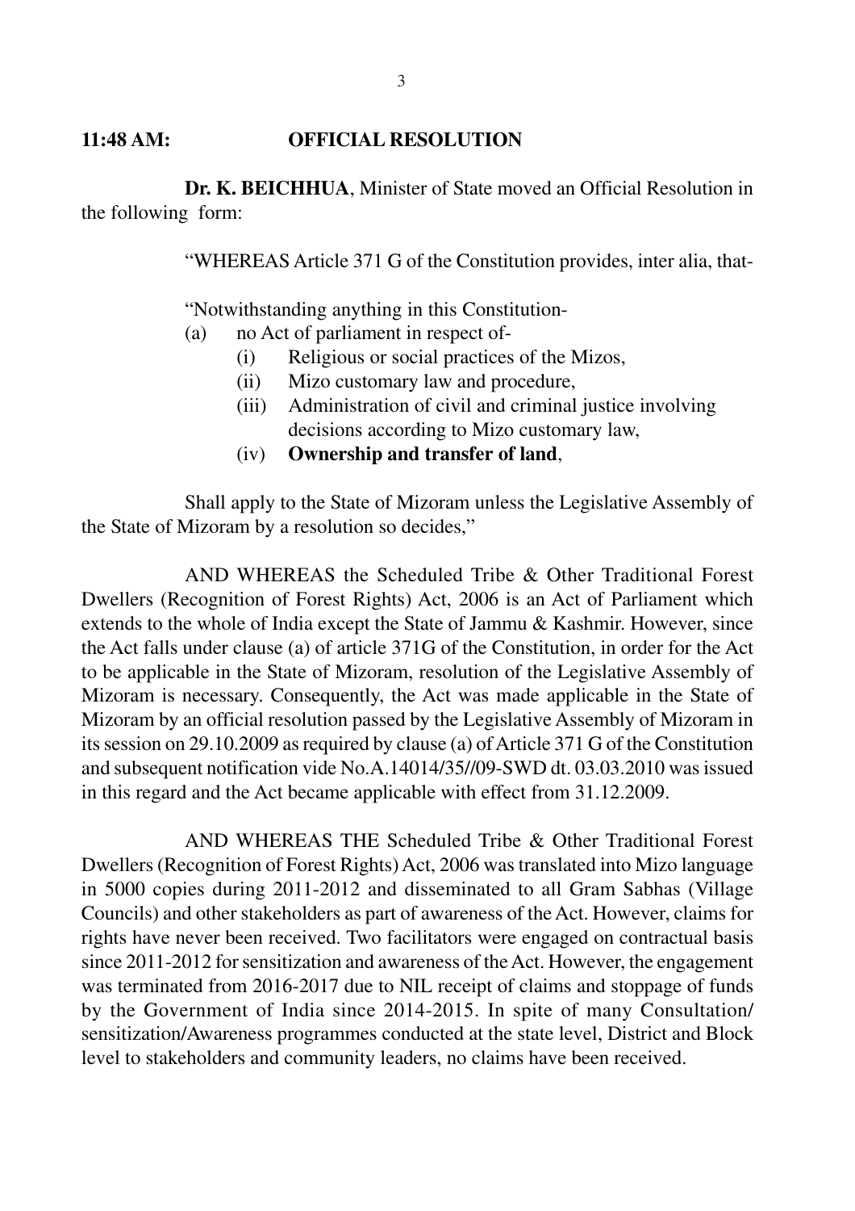**11:48 AM: OFFICIAL RESOLUTION**

**Dr. K. BEICHHUA**, Minister of State moved an Official Resolution in the following form:

"WHEREAS Article 371 G of the Constitution provides, inter alia, that-

"Notwithstanding anything in this Constitution-

(a) no Act of parliament in respect of-
   (i) Religious or social practices of the Mizos,
   (ii) Mizo customary law and procedure,
   (iii) Administration of civil and criminal justice involving decisions according to Mizo customary law,
   (iv) **Ownership and transfer of land**,

Shall apply to the State of Mizoram unless the Legislative Assembly of the State of Mizoram by a resolution so decides,"

AND WHEREAS the Scheduled Tribe & Other Traditional Forest Dwellers (Recognition of Forest Rights) Act, 2006 is an Act of Parliament which extends to the whole of India except the State of Jammu & Kashmir. However, since the Act falls under clause (a) of article 371G of the Constitution, in order for the Act to be applicable in the State of Mizoram, resolution of the Legislative Assembly of Mizoram is necessary. Consequently, the Act was made applicable in the State of Mizoram by an official resolution passed by the Legislative Assembly of Mizoram in its session on 29.10.2009 as required by clause (a) of Article 371 G of the Constitution and subsequent notification vide No.A.14014/35//09-SWD dt. 03.03.2010 was issued in this regard and the Act became applicable with effect from 31.12.2009.

AND WHEREAS THE Scheduled Tribe & Other Traditional Forest Dwellers (Recognition of Forest Rights) Act, 2006 was translated into Mizo language in 5000 copies during 2011-2012 and disseminated to all Gram Sabhas (Village Councils) and other stakeholders as part of awareness of the Act. However, claims for rights have never been received. Two facilitators were engaged on contractual basis since 2011-2012 for sensitization and awareness of the Act. However, the engagement was terminated from 2016-2017 due to NIL receipt of claims and stoppage of funds by the Government of India since 2014-2015. In spite of many Consultation/ sensitization/Awareness programmes conducted at the state level, District and Block level to stakeholders and community leaders, no claims have been received.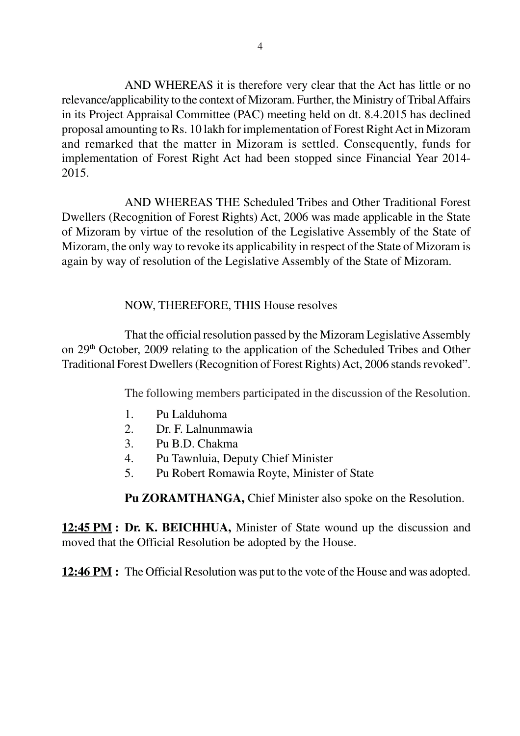AND WHEREAS it is therefore very clear that the Act has little or no relevance/applicability to the context of Mizoram. Further, the Ministry of Tribal Affairs in its Project Appraisal Committee (PAC) meeting held on dt. 8.4.2015 has declined proposal amounting to Rs. 10 lakh for implementation of Forest Right Act in Mizoram and remarked that the matter in Mizoram is settled. Consequently, funds for implementation of Forest Right Act had been stopped since Financial Year 2014-2015.

AND WHEREAS THE Scheduled Tribes and Other Traditional Forest Dwellers (Recognition of Forest Rights) Act, 2006 was made applicable in the State of Mizoram by virtue of the resolution of the Legislative Assembly of the State of Mizoram, the only way to revoke its applicability in respect of the State of Mizoram is again by way of resolution of the Legislative Assembly of the State of Mizoram.

NOW, THEREFORE, THIS House resolves

That the official resolution passed by the Mizoram Legislative Assembly on 29th October, 2009 relating to the application of the Scheduled Tribes and Other Traditional Forest Dwellers (Recognition of Forest Rights) Act, 2006 stands revoked".

The following members participated in the discussion of the Resolution.

1. Pu Lalduhoma
2. Dr. F. Lalnunmawia
3. Pu B.D. Chakma
4. Pu Tawnluia, Deputy Chief Minister
5. Pu Robert Romawia Royte, Minister of State

**Pu ZORAMTHANGA,** Chief Minister also spoke on the Resolution.

**12:45 PM : Dr. K. BEICHHUA,** Minister of State wound up the discussion and moved that the Official Resolution be adopted by the House.

**12:46 PM :** The Official Resolution was put to the vote of the House and was adopted.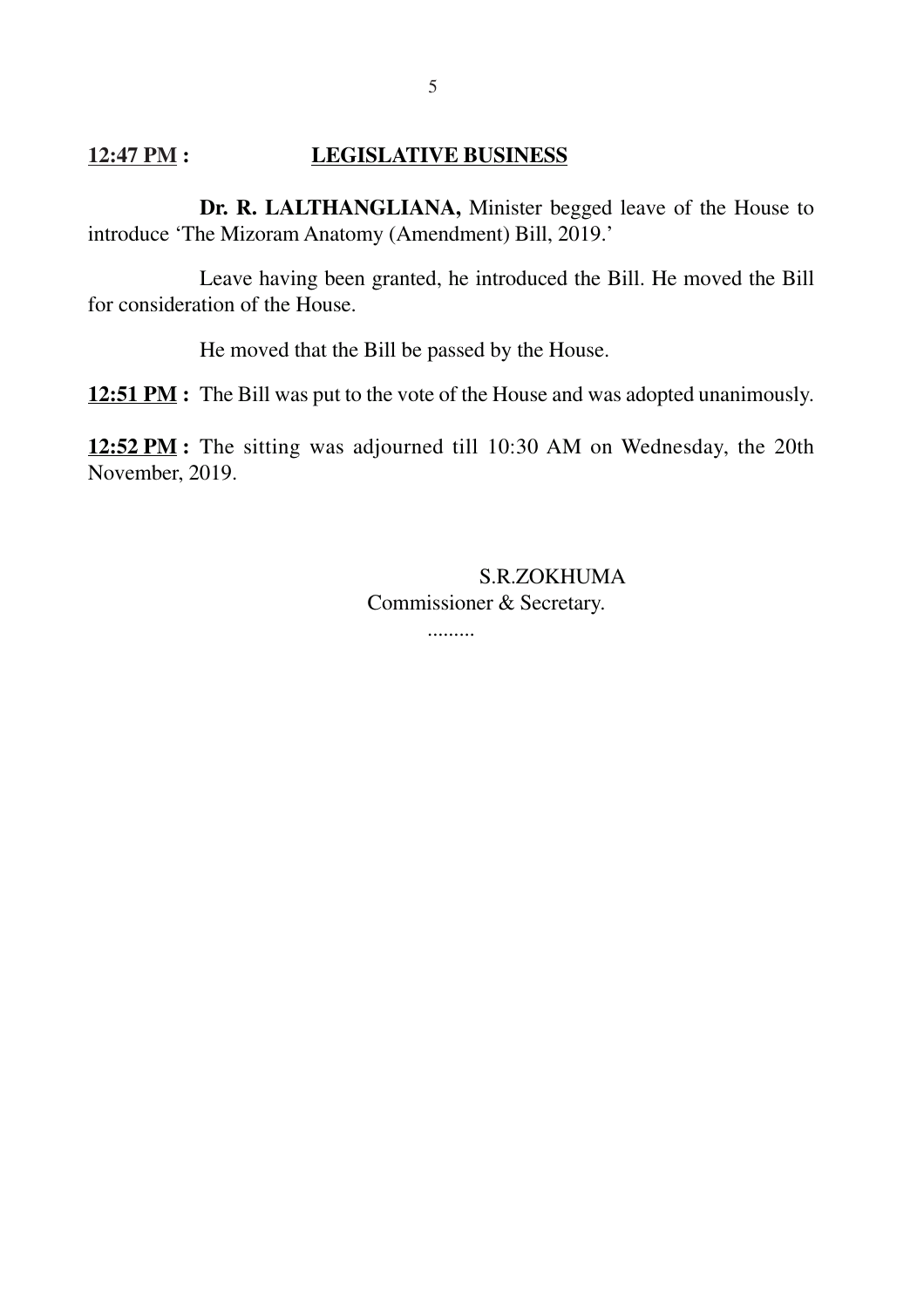**12:47 PM :** **LEGISLATIVE BUSINESS**

**Dr. R. LALTHANGLIANA,** Minister begged leave of the House to introduce 'The Mizoram Anatomy (Amendment) Bill, 2019.'

Leave having been granted, he introduced the Bill. He moved the Bill for consideration of the House.

He moved that the Bill be passed by the House.

**12:51 PM :** The Bill was put to the vote of the House and was adopted unanimously.

**12:52 PM :** The sitting was adjourned till 10:30 AM on Wednesday, the 20th November, 2019.

S.R.ZOKHUMA
Commissioner & Secretary.

.........